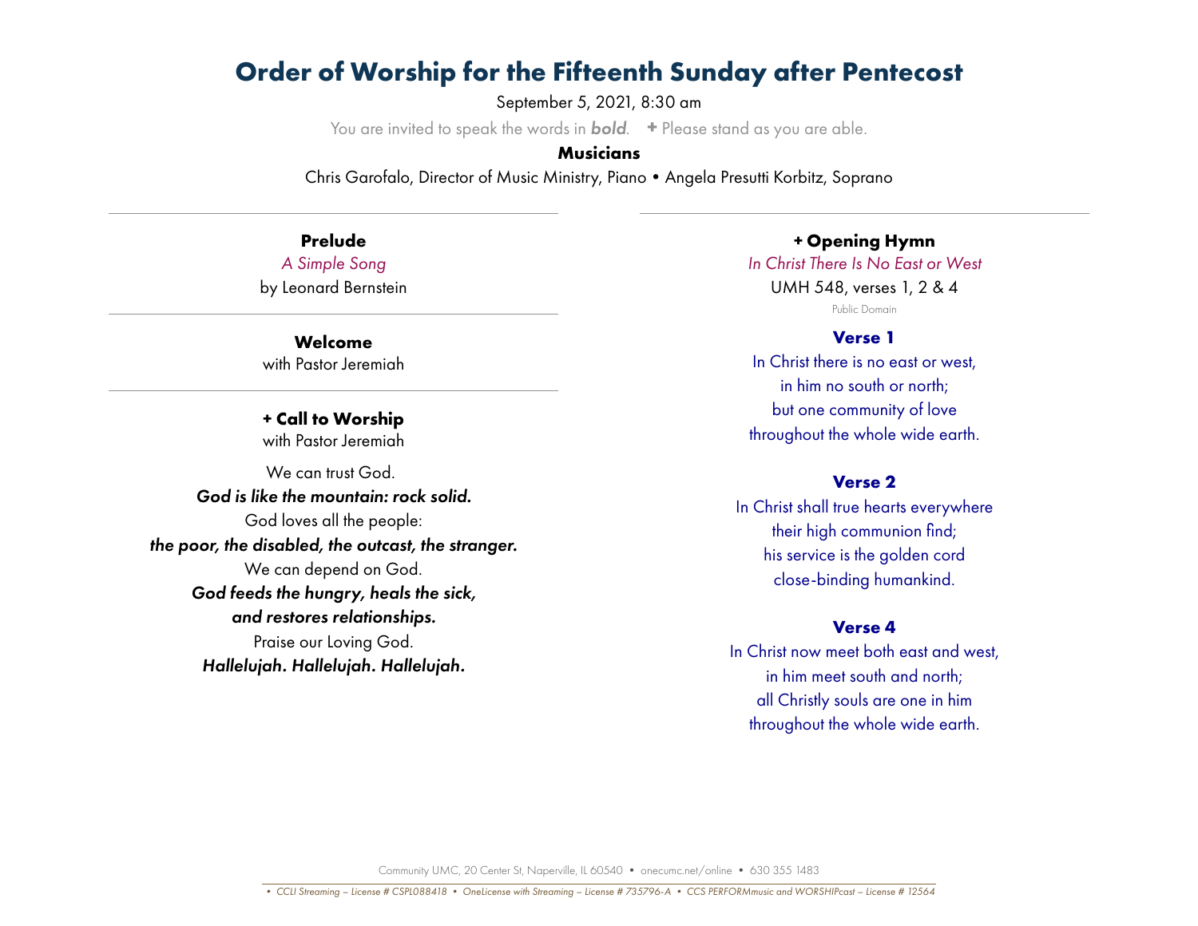# Order of Worship for the Fifteenth Sunday after Pentecost

September 5, 2021, 8:30 am

You are invited to speak the words in ***bold***. + Please stand as you are able.

**Musicians**

Chris Garofalo, Director of Music Ministry, Piano • Angela Presutti Korbitz, Soprano

---

### Prelude

*A Simple Song*

by Leonard Bernstein

---

### Welcome

with Pastor Jeremiah

---

### + Call to Worship

with Pastor Jeremiah

We can trust God.
***God is like the mountain: rock solid.***
God loves all the people:
***the poor, the disabled, the outcast, the stranger.***
We can depend on God.
***God feeds the hungry, heals the sick,***
***and restores relationships.***
Praise our Loving God.
***Hallelujah. Hallelujah. Hallelujah.***

---

### + Opening Hymn

*In Christ There Is No East or West*

UMH 548, verses 1, 2 & 4

Public Domain

**Verse 1**

In Christ there is no east or west,
in him no south or north;
but one community of love
throughout the whole wide earth.

**Verse 2**

In Christ shall true hearts everywhere
their high communion find;
his service is the golden cord
close-binding humankind.

**Verse 4**

In Christ now meet both east and west,
in him meet south and north;
all Christly souls are one in him
throughout the whole wide earth.

Community UMC, 20 Center St, Naperville, IL 60540 • onecumc.net/online • 630 355 1483

*• CCLI Streaming – License # CSPL088418 • OneLicense with Streaming – License # 735796-A • CCS PERFORMmusic and WORSHIPcast – License # 12564*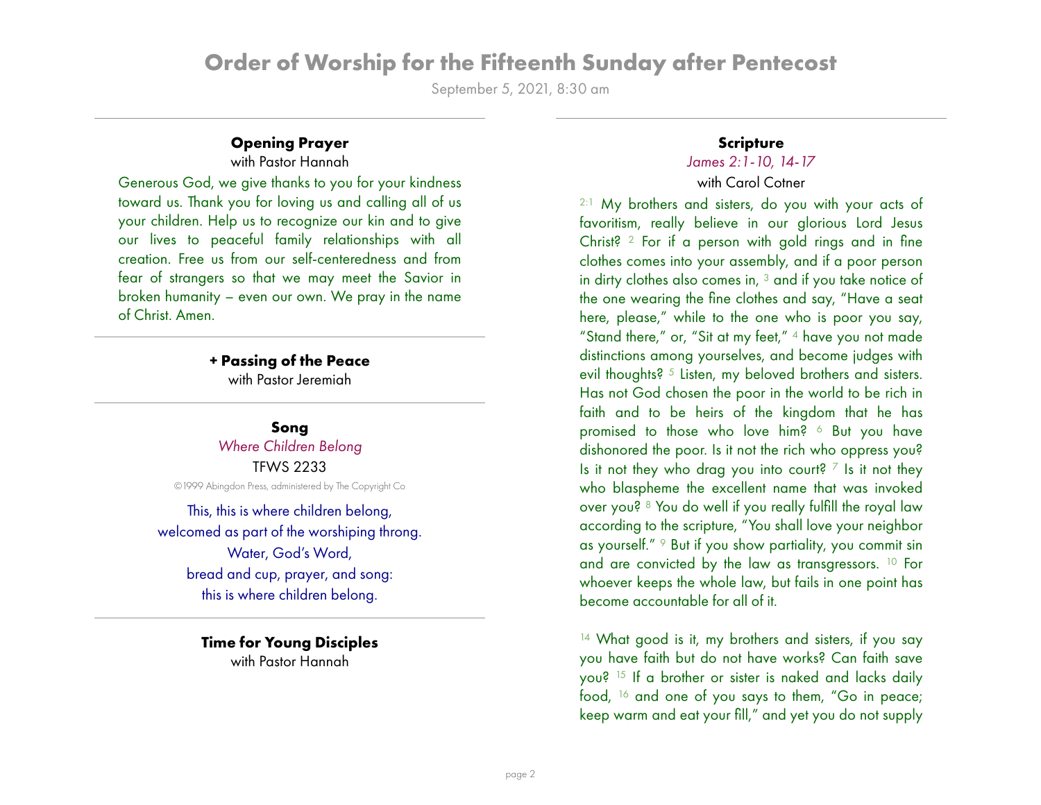## Order of Worship for the Fifteenth Sunday after Pentecost

September 5, 2021, 8:30 am

### Opening Prayer

with Pastor Hannah

Generous God, we give thanks to you for your kindness toward us. Thank you for loving us and calling all of us your children. Help us to recognize our kin and to give our lives to peaceful family relationships with all creation. Free us from our self-centeredness and from fear of strangers so that we may meet the Savior in broken humanity – even our own. We pray in the name of Christ. Amen.

### + Passing of the Peace

with Pastor Jeremiah

### Song

*Where Children Belong*

TFWS 2233

©1999 Abingdon Press, administered by The Copyright Co

This, this is where children belong,
welcomed as part of the worshiping throng.
Water, God's Word,
bread and cup, prayer, and song:
this is where children belong.

### Time for Young Disciples

with Pastor Hannah

### Scripture

*James 2:1-10, 14-17*

with Carol Cotner

2:1 My brothers and sisters, do you with your acts of favoritism, really believe in our glorious Lord Jesus Christ? 2 For if a person with gold rings and in fine clothes comes into your assembly, and if a poor person in dirty clothes also comes in, 3 and if you take notice of the one wearing the fine clothes and say, "Have a seat here, please," while to the one who is poor you say, "Stand there," or, "Sit at my feet," 4 have you not made distinctions among yourselves, and become judges with evil thoughts? 5 Listen, my beloved brothers and sisters. Has not God chosen the poor in the world to be rich in faith and to be heirs of the kingdom that he has promised to those who love him? 6 But you have dishonored the poor. Is it not the rich who oppress you? Is it not they who drag you into court? 7 Is it not they who blaspheme the excellent name that was invoked over you? 8 You do well if you really fulfill the royal law according to the scripture, "You shall love your neighbor as yourself." 9 But if you show partiality, you commit sin and are convicted by the law as transgressors. 10 For whoever keeps the whole law, but fails in one point has become accountable for all of it.

14 What good is it, my brothers and sisters, if you say you have faith but do not have works? Can faith save you? 15 If a brother or sister is naked and lacks daily food, 16 and one of you says to them, "Go in peace; keep warm and eat your fill," and yet you do not supply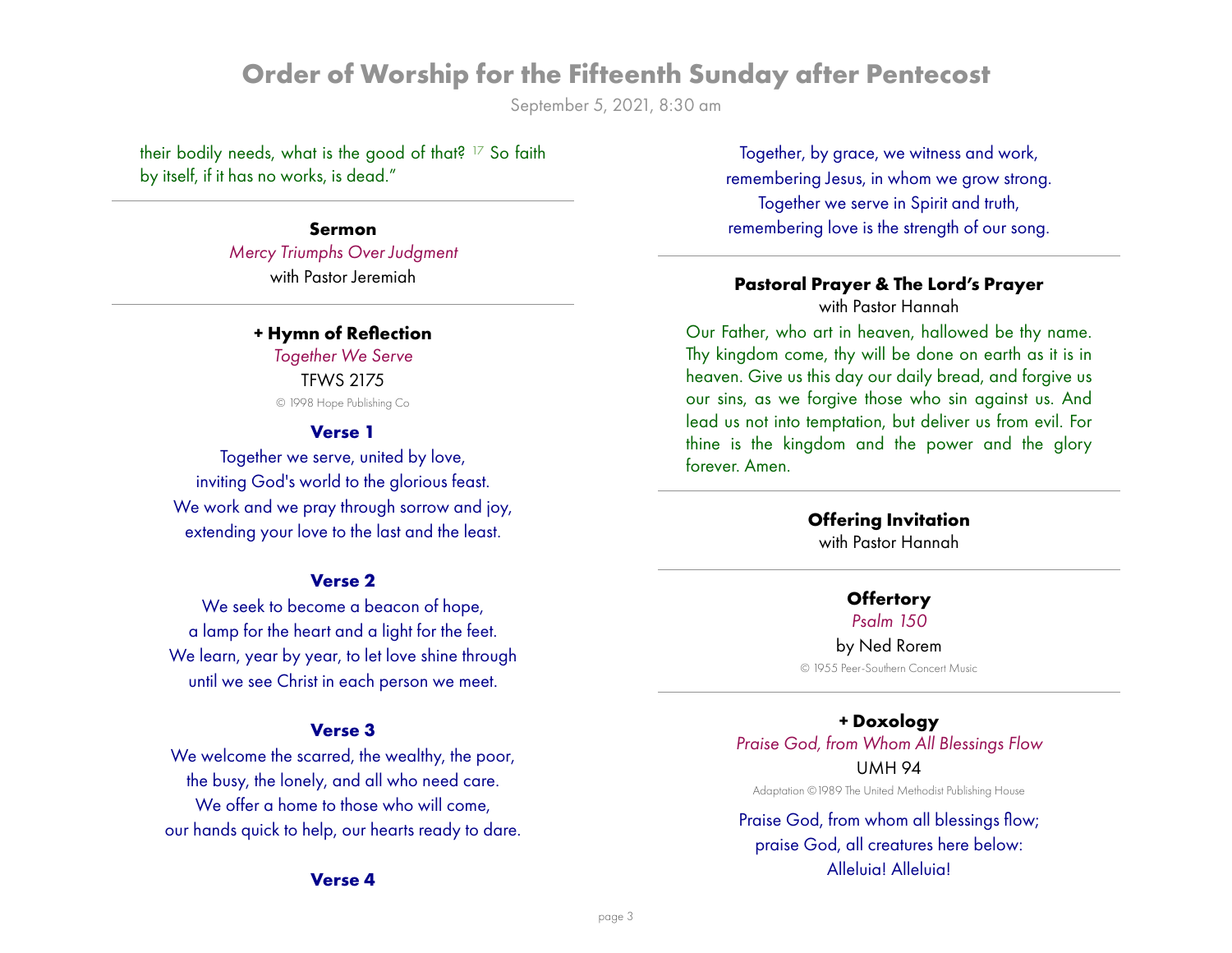their bodily needs, what is the good of that? [17] So faith by itself, if it has no works, is dead."

---

**Sermon**

*Mercy Triumphs Over Judgment*

with Pastor Jeremiah

---

**+ Hymn of Reflection**

*Together We Serve*

TFWS 2175

© 1998 Hope Publishing Co

**Verse 1**

Together we serve, united by love,
inviting God's world to the glorious feast.
We work and we pray through sorrow and joy,
extending your love to the last and the least.

**Verse 2**

We seek to become a beacon of hope,
a lamp for the heart and a light for the feet.
We learn, year by year, to let love shine through
until we see Christ in each person we meet.

**Verse 3**

We welcome the scarred, the wealthy, the poor,
the busy, the lonely, and all who need care.
We offer a home to those who will come,
our hands quick to help, our hearts ready to dare.

**Verse 4**

Together, by grace, we witness and work,
remembering Jesus, in whom we grow strong.
Together we serve in Spirit and truth,
remembering love is the strength of our song.

---

**Pastoral Prayer & The Lord's Prayer**

with Pastor Hannah

Our Father, who art in heaven, hallowed be thy name. Thy kingdom come, thy will be done on earth as it is in heaven. Give us this day our daily bread, and forgive us our sins, as we forgive those who sin against us. And lead us not into temptation, but deliver us from evil. For thine is the kingdom and the power and the glory forever. Amen.

---

**Offering Invitation**

with Pastor Hannah

---

**Offertory**

*Psalm 150*

by Ned Rorem

© 1955 Peer-Southern Concert Music

---

**+ Doxology**

*Praise God, from Whom All Blessings Flow*

UMH 94

Adaptation ©1989 The United Methodist Publishing House

Praise God, from whom all blessings flow;
praise God, all creatures here below:
Alleluia! Alleluia!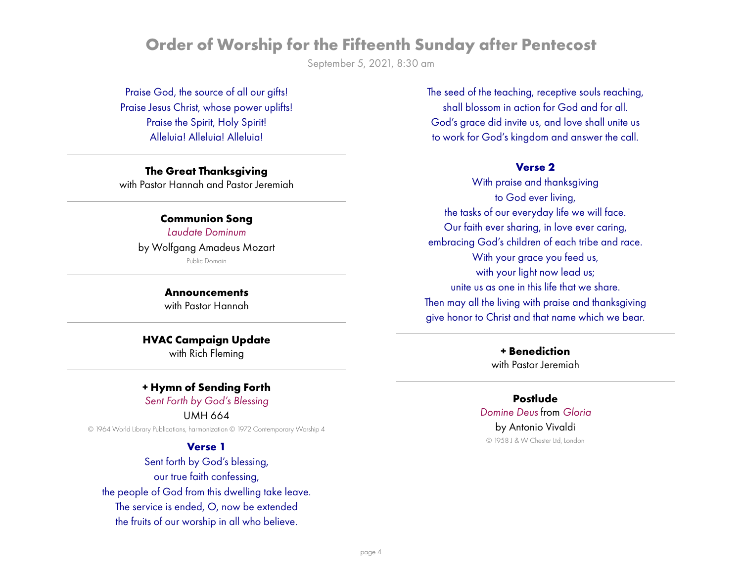# Order of Worship for the Fifteenth Sunday after Pentecost

September 5, 2021, 8:30 am

Praise God, the source of all our gifts!
Praise Jesus Christ, whose power uplifts!
Praise the Spirit, Holy Spirit!
Alleluia! Alleluia! Alleluia!

---

**The Great Thanksgiving**

with Pastor Hannah and Pastor Jeremiah

---

**Communion Song**

*Laudate Dominum*

by Wolfgang Amadeus Mozart

Public Domain

---

**Announcements**

with Pastor Hannah

---

**HVAC Campaign Update**

with Rich Fleming

---

**+ Hymn of Sending Forth**

*Sent Forth by God's Blessing*

UMH 664

© 1964 World Library Publications, harmonization © 1972 Contemporary Worship 4

**Verse 1**

Sent forth by God's blessing,
our true faith confessing,
the people of God from this dwelling take leave.
The service is ended, O, now be extended
the fruits of our worship in all who believe.
The seed of the teaching, receptive souls reaching,
shall blossom in action for God and for all.
God's grace did invite us, and love shall unite us
to work for God's kingdom and answer the call.

**Verse 2**

With praise and thanksgiving
to God ever living,
the tasks of our everyday life we will face.
Our faith ever sharing, in love ever caring,
embracing God's children of each tribe and race.
With your grace you feed us,
with your light now lead us;
unite us as one in this life that we share.
Then may all the living with praise and thanksgiving
give honor to Christ and that name which we bear.

---

**+ Benediction**

with Pastor Jeremiah

---

**Postlude**

*Domine Deus* from *Gloria*

by Antonio Vivaldi

© 1958 J & W Chester Ltd, London